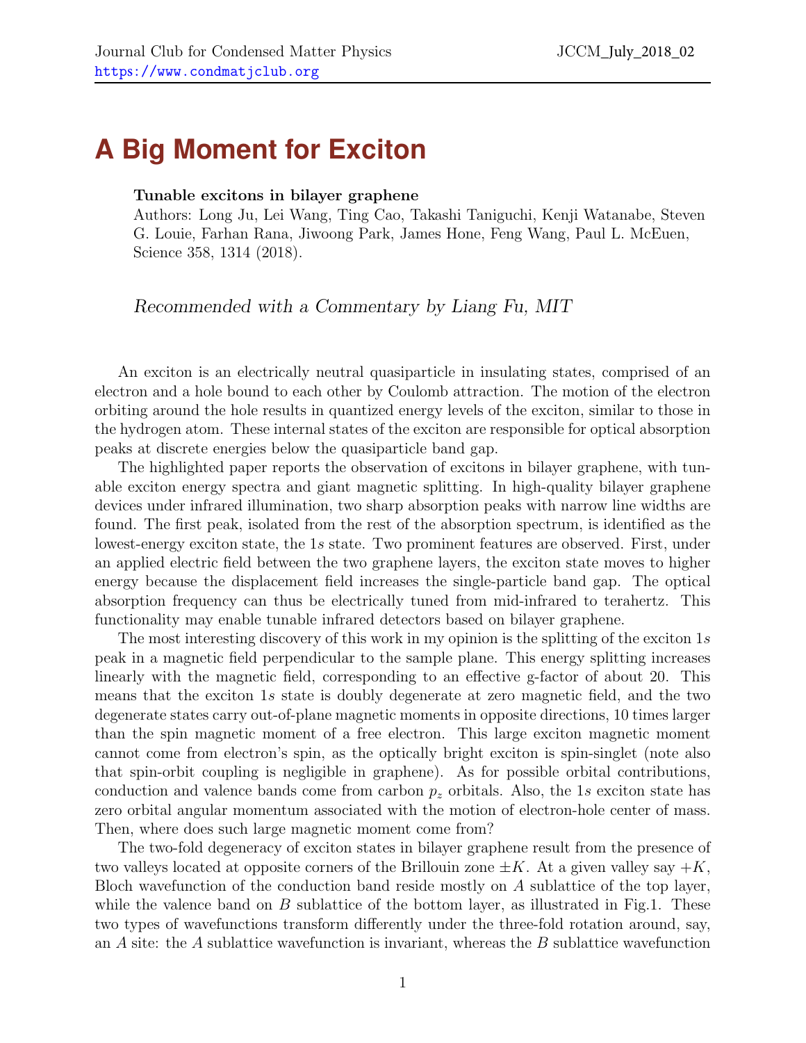Journal Club for Condensed Matter Physics
https://www.condmatjclub.org

JCCM_July_2018_02

# A Big Moment for Exciton

**Tunable excitons in bilayer graphene**
Authors: Long Ju, Lei Wang, Ting Cao, Takashi Taniguchi, Kenji Watanabe, Steven G. Louie, Farhan Rana, Jiwoong Park, James Hone, Feng Wang, Paul L. McEuen, Science 358, 1314 (2018).

*Recommended with a Commentary by Liang Fu, MIT*

An exciton is an electrically neutral quasiparticle in insulating states, comprised of an electron and a hole bound to each other by Coulomb attraction. The motion of the electron orbiting around the hole results in quantized energy levels of the exciton, similar to those in the hydrogen atom. These internal states of the exciton are responsible for optical absorption peaks at discrete energies below the quasiparticle band gap.

The highlighted paper reports the observation of excitons in bilayer graphene, with tunable exciton energy spectra and giant magnetic splitting. In high-quality bilayer graphene devices under infrared illumination, two sharp absorption peaks with narrow line widths are found. The first peak, isolated from the rest of the absorption spectrum, is identified as the lowest-energy exciton state, the $1s$ state. Two prominent features are observed. First, under an applied electric field between the two graphene layers, the exciton state moves to higher energy because the displacement field increases the single-particle band gap. The optical absorption frequency can thus be electrically tuned from mid-infrared to terahertz. This functionality may enable tunable infrared detectors based on bilayer graphene.

The most interesting discovery of this work in my opinion is the splitting of the exciton $1s$ peak in a magnetic field perpendicular to the sample plane. This energy splitting increases linearly with the magnetic field, corresponding to an effective g-factor of about 20. This means that the exciton $1s$ state is doubly degenerate at zero magnetic field, and the two degenerate states carry out-of-plane magnetic moments in opposite directions, 10 times larger than the spin magnetic moment of a free electron. This large exciton magnetic moment cannot come from electron's spin, as the optically bright exciton is spin-singlet (note also that spin-orbit coupling is negligible in graphene). As for possible orbital contributions, conduction and valence bands come from carbon $p_z$ orbitals. Also, the $1s$ exciton state has zero orbital angular momentum associated with the motion of electron-hole center of mass. Then, where does such large magnetic moment come from?

The two-fold degeneracy of exciton states in bilayer graphene result from the presence of two valleys located at opposite corners of the Brillouin zone $\pm K$. At a given valley say $+K$, Bloch wavefunction of the conduction band reside mostly on $A$ sublattice of the top layer, while the valence band on $B$ sublattice of the bottom layer, as illustrated in Fig.1. These two types of wavefunctions transform differently under the three-fold rotation around, say, an $A$ site: the $A$ sublattice wavefunction is invariant, whereas the $B$ sublattice wavefunction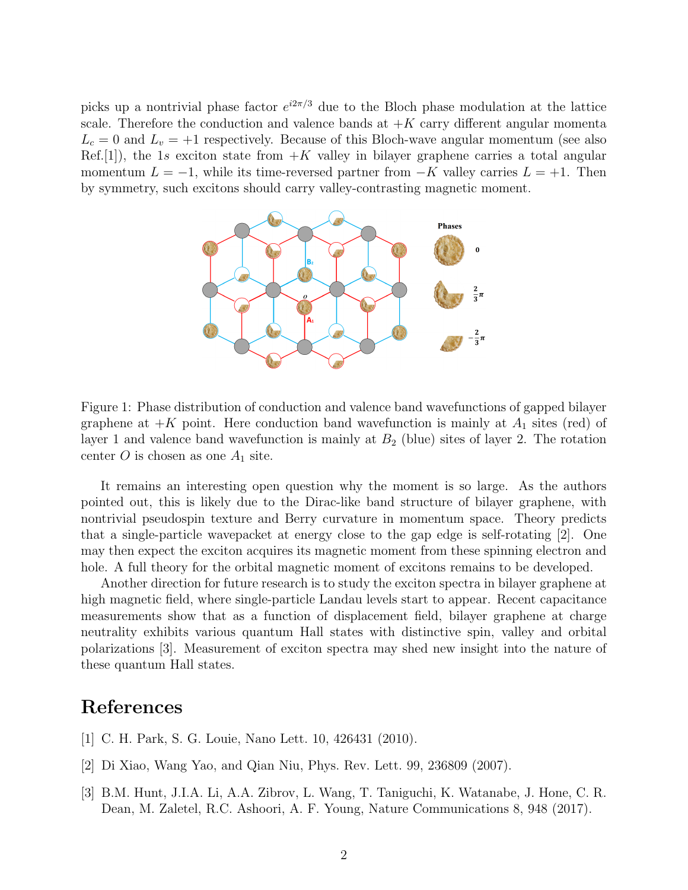picks up a nontrivial phase factor $e^{i2\pi/3}$ due to the Bloch phase modulation at the lattice scale. Therefore the conduction and valence bands at $+K$ carry different angular momenta $L_c = 0$ and $L_v = +1$ respectively. Because of this Bloch-wave angular momentum (see also Ref.[1]), the 1$s$ exciton state from $+K$ valley in bilayer graphene carries a total angular momentum $L = -1$, while its time-reversed partner from $-K$ valley carries $L = +1$. Then by symmetry, such excitons should carry valley-contrasting magnetic moment.

Phases

0

$\frac{2}{3}\pi$

$-\frac{2}{3}\pi$

Figure 1: Phase distribution of conduction and valence band wavefunctions of gapped bilayer graphene at $+K$ point. Here conduction band wavefunction is mainly at $A_1$ sites (red) of layer 1 and valence band wavefunction is mainly at $B_2$ (blue) sites of layer 2. The rotation center $O$ is chosen as one $A_1$ site.

It remains an interesting open question why the moment is so large. As the authors pointed out, this is likely due to the Dirac-like band structure of bilayer graphene, with nontrivial pseudospin texture and Berry curvature in momentum space. Theory predicts that a single-particle wavepacket at energy close to the gap edge is self-rotating [2]. One may then expect the exciton acquires its magnetic moment from these spinning electron and hole. A full theory for the orbital magnetic moment of excitons remains to be developed.

Another direction for future research is to study the exciton spectra in bilayer graphene at high magnetic field, where single-particle Landau levels start to appear. Recent capacitance measurements show that as a function of displacement field, bilayer graphene at charge neutrality exhibits various quantum Hall states with distinctive spin, valley and orbital polarizations [3]. Measurement of exciton spectra may shed new insight into the nature of these quantum Hall states.

# References

[1] C. H. Park, S. G. Louie, Nano Lett. 10, 426431 (2010).

[2] Di Xiao, Wang Yao, and Qian Niu, Phys. Rev. Lett. 99, 236809 (2007).

[3] B.M. Hunt, J.I.A. Li, A.A. Zibrov, L. Wang, T. Taniguchi, K. Watanabe, J. Hone, C. R. Dean, M. Zaletel, R.C. Ashoori, A. F. Young, Nature Communications 8, 948 (2017).